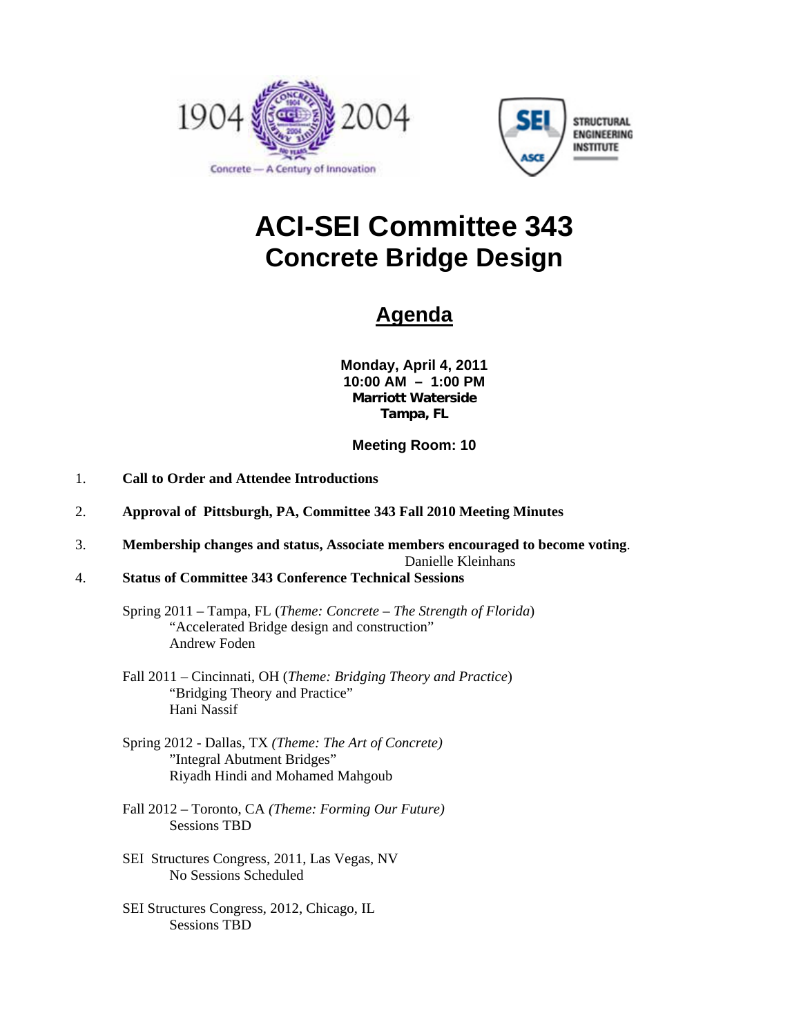# ACI-SEI Committee 343
## Concrete Bridge Design

## Agenda

**Monday, April 4, 2011**
**10:00 AM – 1:00 PM**
**Marriott Waterside**
**Tampa, FL**

**Meeting Room: 10**

1. **Call to Order and Attendee Introductions**

2. **Approval of Pittsburgh, PA, Committee 343 Fall 2010 Meeting Minutes**

3. **Membership changes and status, Associate members encouraged to become voting**.
   Danielle Kleinhans

4. **Status of Committee 343 Conference Technical Sessions**

   Spring 2011 – Tampa, FL (*Theme: Concrete – The Strength of Florida*)
   "Accelerated Bridge design and construction"
   Andrew Foden

   Fall 2011 – Cincinnati, OH (*Theme: Bridging Theory and Practice*)
   "Bridging Theory and Practice"
   Hani Nassif

   Spring 2012 - Dallas, TX *(Theme: The Art of Concrete)*
   "Integral Abutment Bridges"
   Riyadh Hindi and Mohamed Mahgoub

   Fall 2012 – Toronto, CA *(Theme: Forming Our Future)*
   Sessions TBD

   SEI Structures Congress, 2011, Las Vegas, NV
   No Sessions Scheduled

   SEI Structures Congress, 2012, Chicago, IL
   Sessions TBD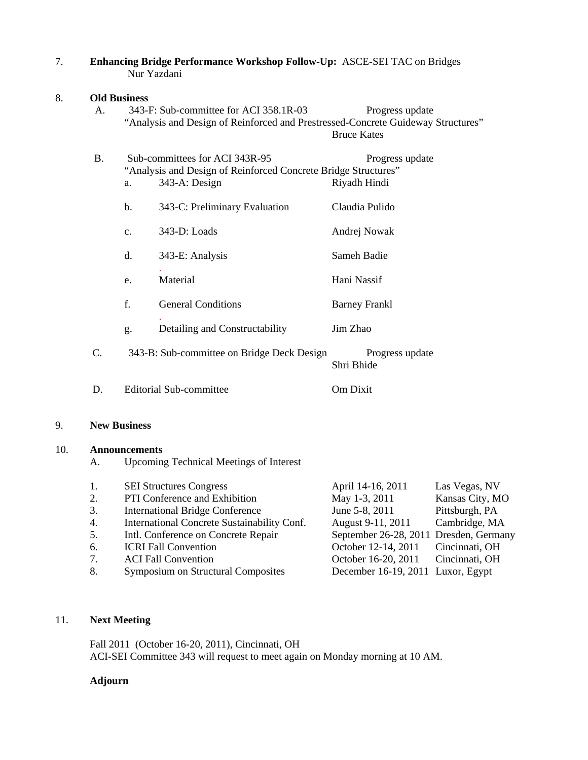7. **Enhancing Bridge Performance Workshop Follow-Up:** ASCE-SEI TAC on Bridges
   Nur Yazdani

8. **Old Business**

   A. 343-F: Sub-committee for ACI 358.1R-03 — Progress update
   "Analysis and Design of Reinforced and Prestressed-Concrete Guideway Structures"
   Bruce Kates

   B. Sub-committees for ACI 343R-95 — Progress update
   "Analysis and Design of Reinforced Concrete Bridge Structures"

   | | | |
   |---|---|---|
   | a. | 343-A: Design | Riyadh Hindi |
   | b. | 343-C: Preliminary Evaluation | Claudia Pulido |
   | c. | 343-D: Loads | Andrej Nowak |
   | d. | 343-E: Analysis | Sameh Badie |
   | e. | Material | Hani Nassif |
   | f. | General Conditions | Barney Frankl |
   | g. | Detailing and Constructability | Jim Zhao |

   C. 343-B: Sub-committee on Bridge Deck Design — Progress update
   Shri Bhide

   D. Editorial Sub-committee — Om Dixit

9. **New Business**

10. **Announcements**

    A. Upcoming Technical Meetings of Interest

    | | | | |
    |---|---|---|---|
    | 1. | SEI Structures Congress | April 14-16, 2011 | Las Vegas, NV |
    | 2. | PTI Conference and Exhibition | May 1-3, 2011 | Kansas City, MO |
    | 3. | International Bridge Conference | June 5-8, 2011 | Pittsburgh, PA |
    | 4. | International Concrete Sustainability Conf. | August 9-11, 2011 | Cambridge, MA |
    | 5. | Intl. Conference on Concrete Repair | September 26-28, 2011 | Dresden, Germany |
    | 6. | ICRI Fall Convention | October 12-14, 2011 | Cincinnati, OH |
    | 7. | ACI Fall Convention | October 16-20, 2011 | Cincinnati, OH |
    | 8. | Symposium on Structural Composites | December 16-19, 2011 | Luxor, Egypt |

11. **Next Meeting**

    Fall 2011 (October 16-20, 2011), Cincinnati, OH
    ACI-SEI Committee 343 will request to meet again on Monday morning at 10 AM.

    **Adjourn**